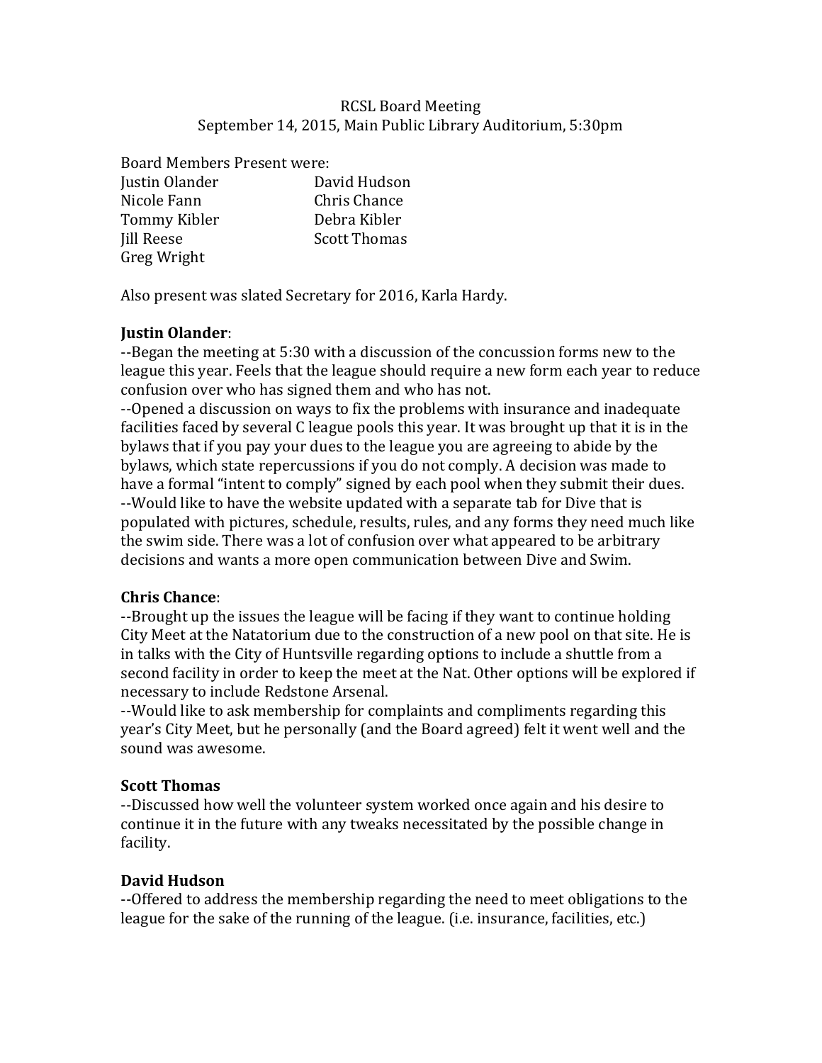RCSL Board Meeting
September 14, 2015, Main Public Library Auditorium, 5:30pm

Board Members Present were:

| | |
|---|---|
| Justin Olander | David Hudson |
| Nicole Fann | Chris Chance |
| Tommy Kibler | Debra Kibler |
| Jill Reese | Scott Thomas |
| Greg Wright | |

Also present was slated Secretary for 2016, Karla Hardy.

**Justin Olander**:

--Began the meeting at 5:30 with a discussion of the concussion forms new to the league this year. Feels that the league should require a new form each year to reduce confusion over who has signed them and who has not.

--Opened a discussion on ways to fix the problems with insurance and inadequate facilities faced by several C league pools this year. It was brought up that it is in the bylaws that if you pay your dues to the league you are agreeing to abide by the bylaws, which state repercussions if you do not comply. A decision was made to have a formal "intent to comply" signed by each pool when they submit their dues.

--Would like to have the website updated with a separate tab for Dive that is populated with pictures, schedule, results, rules, and any forms they need much like the swim side. There was a lot of confusion over what appeared to be arbitrary decisions and wants a more open communication between Dive and Swim.

**Chris Chance**:

--Brought up the issues the league will be facing if they want to continue holding City Meet at the Natatorium due to the construction of a new pool on that site. He is in talks with the City of Huntsville regarding options to include a shuttle from a second facility in order to keep the meet at the Nat. Other options will be explored if necessary to include Redstone Arsenal.

--Would like to ask membership for complaints and compliments regarding this year's City Meet, but he personally (and the Board agreed) felt it went well and the sound was awesome.

**Scott Thomas**

--Discussed how well the volunteer system worked once again and his desire to continue it in the future with any tweaks necessitated by the possible change in facility.

**David Hudson**

--Offered to address the membership regarding the need to meet obligations to the league for the sake of the running of the league. (i.e. insurance, facilities, etc.)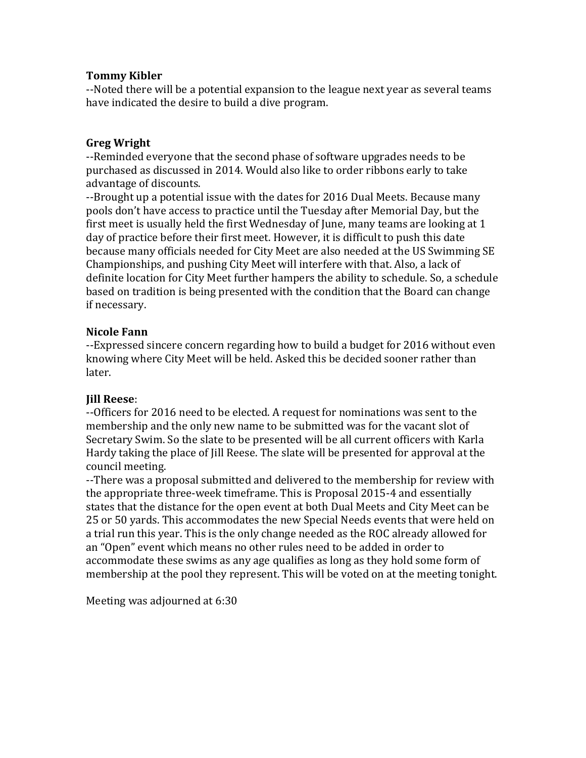**Tommy Kibler**

--Noted there will be a potential expansion to the league next year as several teams have indicated the desire to build a dive program.

**Greg Wright**

--Reminded everyone that the second phase of software upgrades needs to be purchased as discussed in 2014. Would also like to order ribbons early to take advantage of discounts.

--Brought up a potential issue with the dates for 2016 Dual Meets. Because many pools don't have access to practice until the Tuesday after Memorial Day, but the first meet is usually held the first Wednesday of June, many teams are looking at 1 day of practice before their first meet. However, it is difficult to push this date because many officials needed for City Meet are also needed at the US Swimming SE Championships, and pushing City Meet will interfere with that. Also, a lack of definite location for City Meet further hampers the ability to schedule. So, a schedule based on tradition is being presented with the condition that the Board can change if necessary.

**Nicole Fann**

--Expressed sincere concern regarding how to build a budget for 2016 without even knowing where City Meet will be held. Asked this be decided sooner rather than later.

**Jill Reese**:

--Officers for 2016 need to be elected. A request for nominations was sent to the membership and the only new name to be submitted was for the vacant slot of Secretary Swim. So the slate to be presented will be all current officers with Karla Hardy taking the place of Jill Reese. The slate will be presented for approval at the council meeting.

--There was a proposal submitted and delivered to the membership for review with the appropriate three-week timeframe. This is Proposal 2015-4 and essentially states that the distance for the open event at both Dual Meets and City Meet can be 25 or 50 yards. This accommodates the new Special Needs events that were held on a trial run this year. This is the only change needed as the ROC already allowed for an "Open" event which means no other rules need to be added in order to accommodate these swims as any age qualifies as long as they hold some form of membership at the pool they represent. This will be voted on at the meeting tonight.

Meeting was adjourned at 6:30